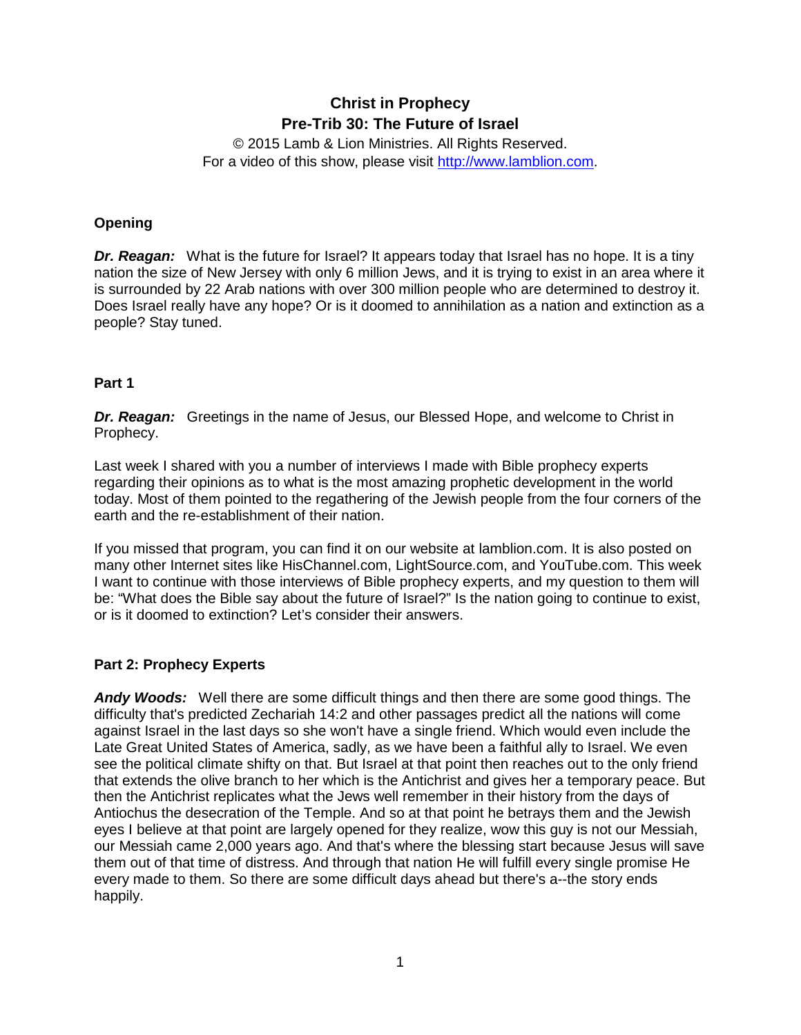# Christ in Prophecy
## Pre-Trib 30: The Future of Israel

© 2015 Lamb & Lion Ministries. All Rights Reserved.
For a video of this show, please visit http://www.lamblion.com.

### Opening

***Dr. Reagan:*** What is the future for Israel? It appears today that Israel has no hope. It is a tiny nation the size of New Jersey with only 6 million Jews, and it is trying to exist in an area where it is surrounded by 22 Arab nations with over 300 million people who are determined to destroy it. Does Israel really have any hope? Or is it doomed to annihilation as a nation and extinction as a people? Stay tuned.

### Part 1

***Dr. Reagan:*** Greetings in the name of Jesus, our Blessed Hope, and welcome to Christ in Prophecy.

Last week I shared with you a number of interviews I made with Bible prophecy experts regarding their opinions as to what is the most amazing prophetic development in the world today. Most of them pointed to the regathering of the Jewish people from the four corners of the earth and the re-establishment of their nation.

If you missed that program, you can find it on our website at lamblion.com. It is also posted on many other Internet sites like HisChannel.com, LightSource.com, and YouTube.com. This week I want to continue with those interviews of Bible prophecy experts, and my question to them will be: "What does the Bible say about the future of Israel?" Is the nation going to continue to exist, or is it doomed to extinction? Let's consider their answers.

### Part 2: Prophecy Experts

***Andy Woods:*** Well there are some difficult things and then there are some good things. The difficulty that's predicted Zechariah 14:2 and other passages predict all the nations will come against Israel in the last days so she won't have a single friend. Which would even include the Late Great United States of America, sadly, as we have been a faithful ally to Israel. We even see the political climate shifty on that. But Israel at that point then reaches out to the only friend that extends the olive branch to her which is the Antichrist and gives her a temporary peace. But then the Antichrist replicates what the Jews well remember in their history from the days of Antiochus the desecration of the Temple. And so at that point he betrays them and the Jewish eyes I believe at that point are largely opened for they realize, wow this guy is not our Messiah, our Messiah came 2,000 years ago. And that's where the blessing start because Jesus will save them out of that time of distress. And through that nation He will fulfill every single promise He every made to them. So there are some difficult days ahead but there's a--the story ends happily.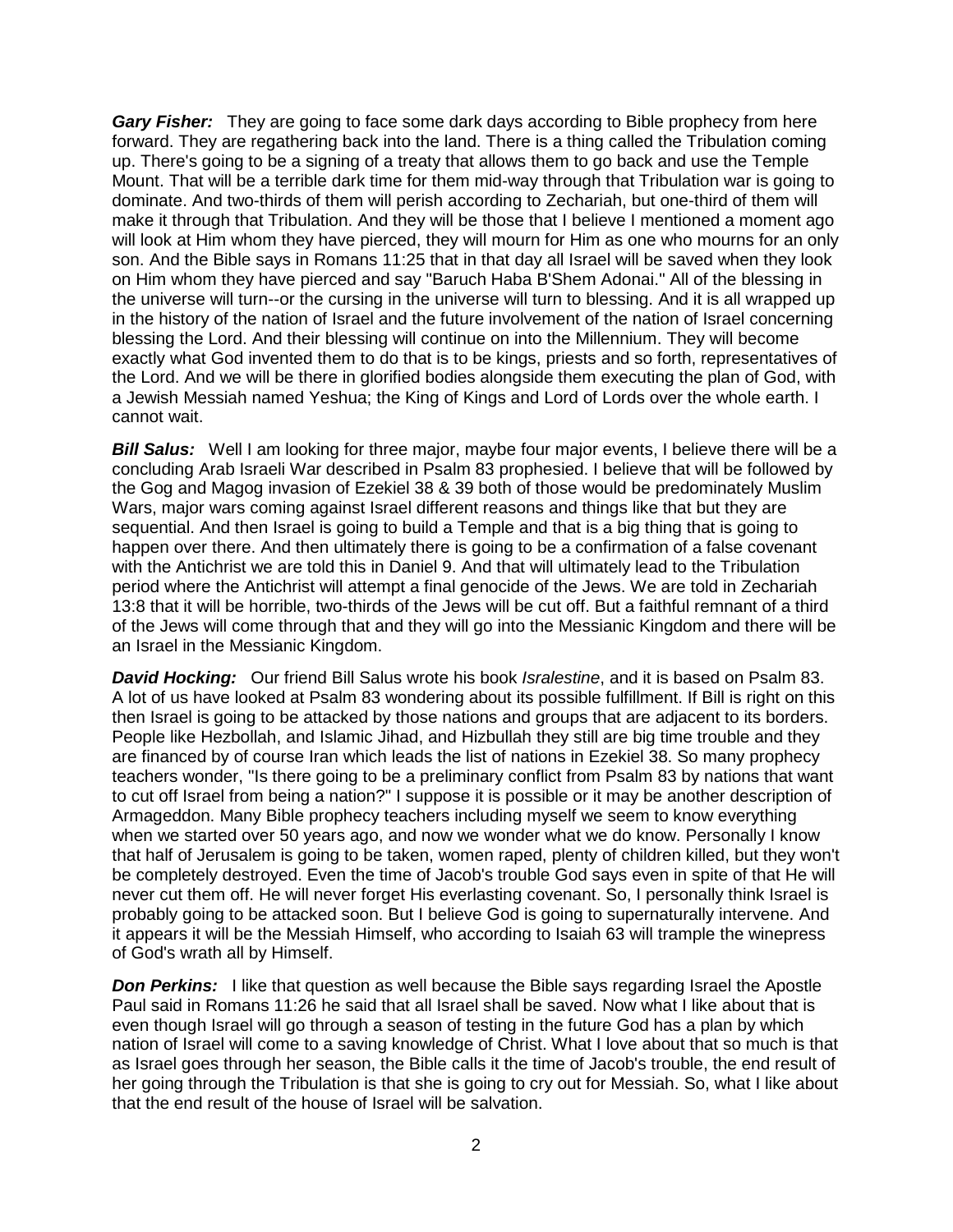***Gary Fisher:*** They are going to face some dark days according to Bible prophecy from here forward. They are regathering back into the land. There is a thing called the Tribulation coming up. There's going to be a signing of a treaty that allows them to go back and use the Temple Mount. That will be a terrible dark time for them mid-way through that Tribulation war is going to dominate. And two-thirds of them will perish according to Zechariah, but one-third of them will make it through that Tribulation. And they will be those that I believe I mentioned a moment ago will look at Him whom they have pierced, they will mourn for Him as one who mourns for an only son. And the Bible says in Romans 11:25 that in that day all Israel will be saved when they look on Him whom they have pierced and say "Baruch Haba B'Shem Adonai." All of the blessing in the universe will turn--or the cursing in the universe will turn to blessing. And it is all wrapped up in the history of the nation of Israel and the future involvement of the nation of Israel concerning blessing the Lord. And their blessing will continue on into the Millennium. They will become exactly what God invented them to do that is to be kings, priests and so forth, representatives of the Lord. And we will be there in glorified bodies alongside them executing the plan of God, with a Jewish Messiah named Yeshua; the King of Kings and Lord of Lords over the whole earth. I cannot wait.

***Bill Salus:*** Well I am looking for three major, maybe four major events, I believe there will be a concluding Arab Israeli War described in Psalm 83 prophesied. I believe that will be followed by the Gog and Magog invasion of Ezekiel 38 & 39 both of those would be predominately Muslim Wars, major wars coming against Israel different reasons and things like that but they are sequential. And then Israel is going to build a Temple and that is a big thing that is going to happen over there. And then ultimately there is going to be a confirmation of a false covenant with the Antichrist we are told this in Daniel 9. And that will ultimately lead to the Tribulation period where the Antichrist will attempt a final genocide of the Jews. We are told in Zechariah 13:8 that it will be horrible, two-thirds of the Jews will be cut off. But a faithful remnant of a third of the Jews will come through that and they will go into the Messianic Kingdom and there will be an Israel in the Messianic Kingdom.

***David Hocking:*** Our friend Bill Salus wrote his book *Isralestine*, and it is based on Psalm 83. A lot of us have looked at Psalm 83 wondering about its possible fulfillment. If Bill is right on this then Israel is going to be attacked by those nations and groups that are adjacent to its borders. People like Hezbollah, and Islamic Jihad, and Hizbullah they still are big time trouble and they are financed by of course Iran which leads the list of nations in Ezekiel 38. So many prophecy teachers wonder, "Is there going to be a preliminary conflict from Psalm 83 by nations that want to cut off Israel from being a nation?" I suppose it is possible or it may be another description of Armageddon. Many Bible prophecy teachers including myself we seem to know everything when we started over 50 years ago, and now we wonder what we do know. Personally I know that half of Jerusalem is going to be taken, women raped, plenty of children killed, but they won't be completely destroyed. Even the time of Jacob's trouble God says even in spite of that He will never cut them off. He will never forget His everlasting covenant. So, I personally think Israel is probably going to be attacked soon. But I believe God is going to supernaturally intervene. And it appears it will be the Messiah Himself, who according to Isaiah 63 will trample the winepress of God's wrath all by Himself.

***Don Perkins:*** I like that question as well because the Bible says regarding Israel the Apostle Paul said in Romans 11:26 he said that all Israel shall be saved. Now what I like about that is even though Israel will go through a season of testing in the future God has a plan by which nation of Israel will come to a saving knowledge of Christ. What I love about that so much is that as Israel goes through her season, the Bible calls it the time of Jacob's trouble, the end result of her going through the Tribulation is that she is going to cry out for Messiah. So, what I like about that the end result of the house of Israel will be salvation.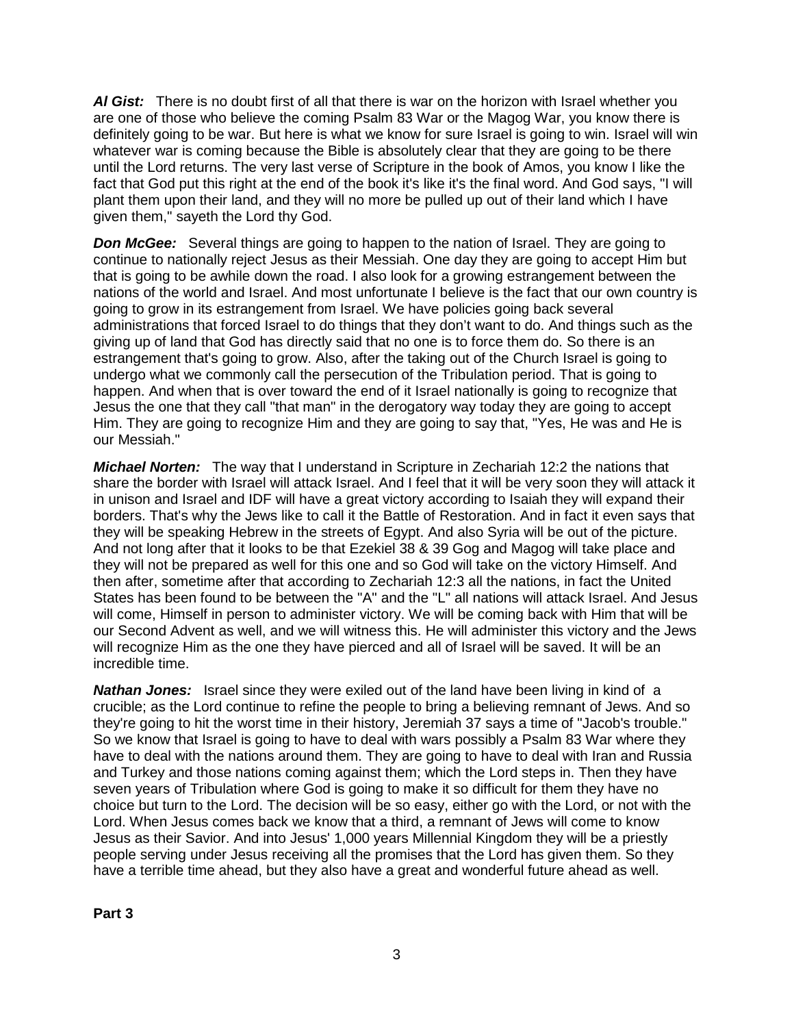***Al Gist:*** There is no doubt first of all that there is war on the horizon with Israel whether you are one of those who believe the coming Psalm 83 War or the Magog War, you know there is definitely going to be war. But here is what we know for sure Israel is going to win. Israel will win whatever war is coming because the Bible is absolutely clear that they are going to be there until the Lord returns. The very last verse of Scripture in the book of Amos, you know I like the fact that God put this right at the end of the book it's like it's the final word. And God says, "I will plant them upon their land, and they will no more be pulled up out of their land which I have given them," sayeth the Lord thy God.

***Don McGee:*** Several things are going to happen to the nation of Israel. They are going to continue to nationally reject Jesus as their Messiah. One day they are going to accept Him but that is going to be awhile down the road. I also look for a growing estrangement between the nations of the world and Israel. And most unfortunate I believe is the fact that our own country is going to grow in its estrangement from Israel. We have policies going back several administrations that forced Israel to do things that they don't want to do. And things such as the giving up of land that God has directly said that no one is to force them do. So there is an estrangement that's going to grow. Also, after the taking out of the Church Israel is going to undergo what we commonly call the persecution of the Tribulation period. That is going to happen. And when that is over toward the end of it Israel nationally is going to recognize that Jesus the one that they call "that man" in the derogatory way today they are going to accept Him. They are going to recognize Him and they are going to say that, "Yes, He was and He is our Messiah."

***Michael Norten:*** The way that I understand in Scripture in Zechariah 12:2 the nations that share the border with Israel will attack Israel. And I feel that it will be very soon they will attack it in unison and Israel and IDF will have a great victory according to Isaiah they will expand their borders. That's why the Jews like to call it the Battle of Restoration. And in fact it even says that they will be speaking Hebrew in the streets of Egypt. And also Syria will be out of the picture. And not long after that it looks to be that Ezekiel 38 & 39 Gog and Magog will take place and they will not be prepared as well for this one and so God will take on the victory Himself. And then after, sometime after that according to Zechariah 12:3 all the nations, in fact the United States has been found to be between the "A" and the "L" all nations will attack Israel. And Jesus will come, Himself in person to administer victory. We will be coming back with Him that will be our Second Advent as well, and we will witness this. He will administer this victory and the Jews will recognize Him as the one they have pierced and all of Israel will be saved. It will be an incredible time.

***Nathan Jones:*** Israel since they were exiled out of the land have been living in kind of a crucible; as the Lord continue to refine the people to bring a believing remnant of Jews. And so they're going to hit the worst time in their history, Jeremiah 37 says a time of "Jacob's trouble." So we know that Israel is going to have to deal with wars possibly a Psalm 83 War where they have to deal with the nations around them. They are going to have to deal with Iran and Russia and Turkey and those nations coming against them; which the Lord steps in. Then they have seven years of Tribulation where God is going to make it so difficult for them they have no choice but turn to the Lord. The decision will be so easy, either go with the Lord, or not with the Lord. When Jesus comes back we know that a third, a remnant of Jews will come to know Jesus as their Savior. And into Jesus' 1,000 years Millennial Kingdom they will be a priestly people serving under Jesus receiving all the promises that the Lord has given them. So they have a terrible time ahead, but they also have a great and wonderful future ahead as well.

**Part 3**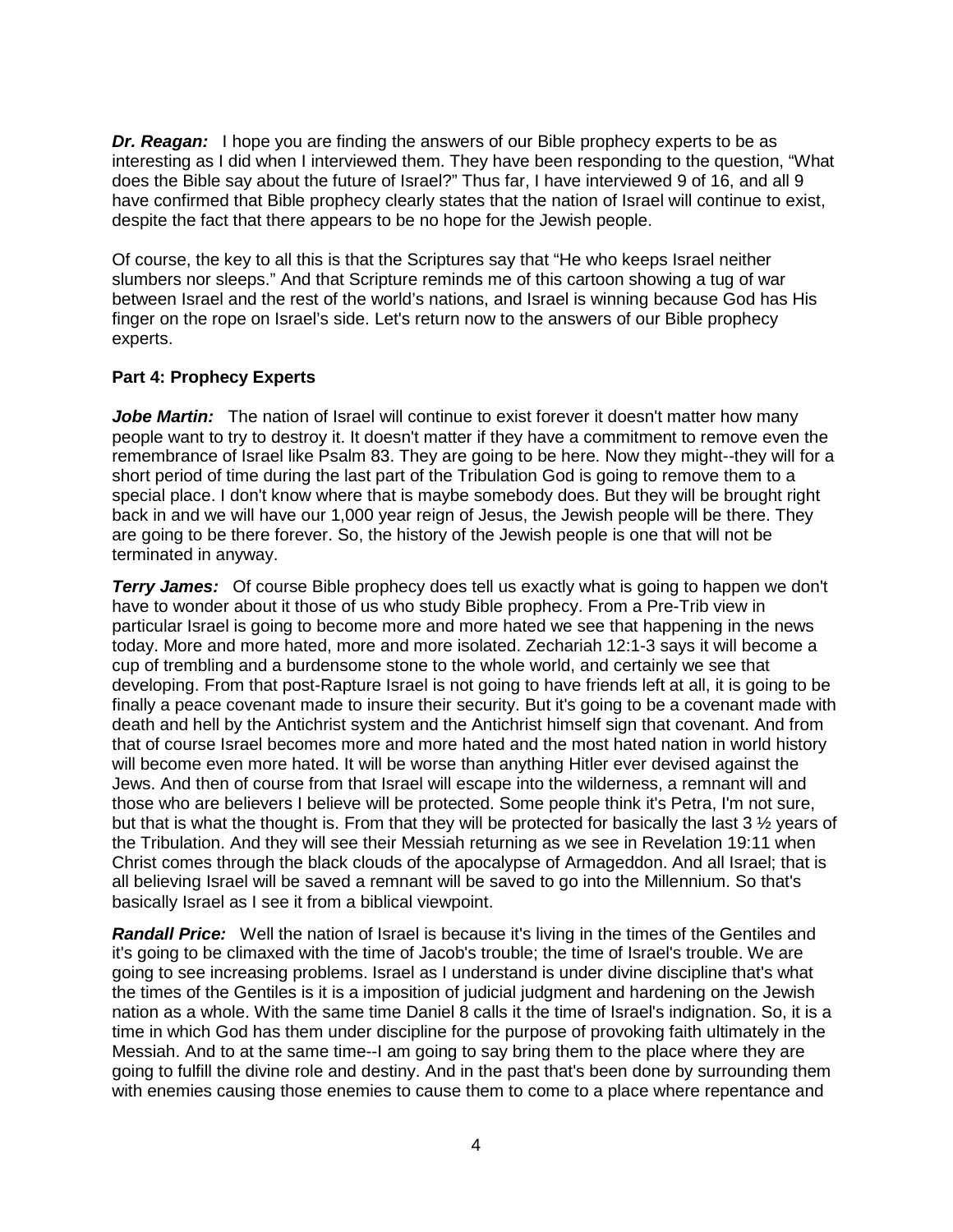***Dr. Reagan:*** I hope you are finding the answers of our Bible prophecy experts to be as interesting as I did when I interviewed them. They have been responding to the question, "What does the Bible say about the future of Israel?" Thus far, I have interviewed 9 of 16, and all 9 have confirmed that Bible prophecy clearly states that the nation of Israel will continue to exist, despite the fact that there appears to be no hope for the Jewish people.

Of course, the key to all this is that the Scriptures say that "He who keeps Israel neither slumbers nor sleeps." And that Scripture reminds me of this cartoon showing a tug of war between Israel and the rest of the world's nations, and Israel is winning because God has His finger on the rope on Israel's side. Let's return now to the answers of our Bible prophecy experts.

**Part 4: Prophecy Experts**

***Jobe Martin:*** The nation of Israel will continue to exist forever it doesn't matter how many people want to try to destroy it. It doesn't matter if they have a commitment to remove even the remembrance of Israel like Psalm 83. They are going to be here. Now they might--they will for a short period of time during the last part of the Tribulation God is going to remove them to a special place. I don't know where that is maybe somebody does. But they will be brought right back in and we will have our 1,000 year reign of Jesus, the Jewish people will be there. They are going to be there forever. So, the history of the Jewish people is one that will not be terminated in anyway.

***Terry James:*** Of course Bible prophecy does tell us exactly what is going to happen we don't have to wonder about it those of us who study Bible prophecy. From a Pre-Trib view in particular Israel is going to become more and more hated we see that happening in the news today. More and more hated, more and more isolated. Zechariah 12:1-3 says it will become a cup of trembling and a burdensome stone to the whole world, and certainly we see that developing. From that post-Rapture Israel is not going to have friends left at all, it is going to be finally a peace covenant made to insure their security. But it's going to be a covenant made with death and hell by the Antichrist system and the Antichrist himself sign that covenant. And from that of course Israel becomes more and more hated and the most hated nation in world history will become even more hated. It will be worse than anything Hitler ever devised against the Jews. And then of course from that Israel will escape into the wilderness, a remnant will and those who are believers I believe will be protected. Some people think it's Petra, I'm not sure, but that is what the thought is. From that they will be protected for basically the last 3 ½ years of the Tribulation. And they will see their Messiah returning as we see in Revelation 19:11 when Christ comes through the black clouds of the apocalypse of Armageddon. And all Israel; that is all believing Israel will be saved a remnant will be saved to go into the Millennium. So that's basically Israel as I see it from a biblical viewpoint.

***Randall Price:*** Well the nation of Israel is because it's living in the times of the Gentiles and it's going to be climaxed with the time of Jacob's trouble; the time of Israel's trouble. We are going to see increasing problems. Israel as I understand is under divine discipline that's what the times of the Gentiles is it is a imposition of judicial judgment and hardening on the Jewish nation as a whole. With the same time Daniel 8 calls it the time of Israel's indignation. So, it is a time in which God has them under discipline for the purpose of provoking faith ultimately in the Messiah. And to at the same time--I am going to say bring them to the place where they are going to fulfill the divine role and destiny. And in the past that's been done by surrounding them with enemies causing those enemies to cause them to come to a place where repentance and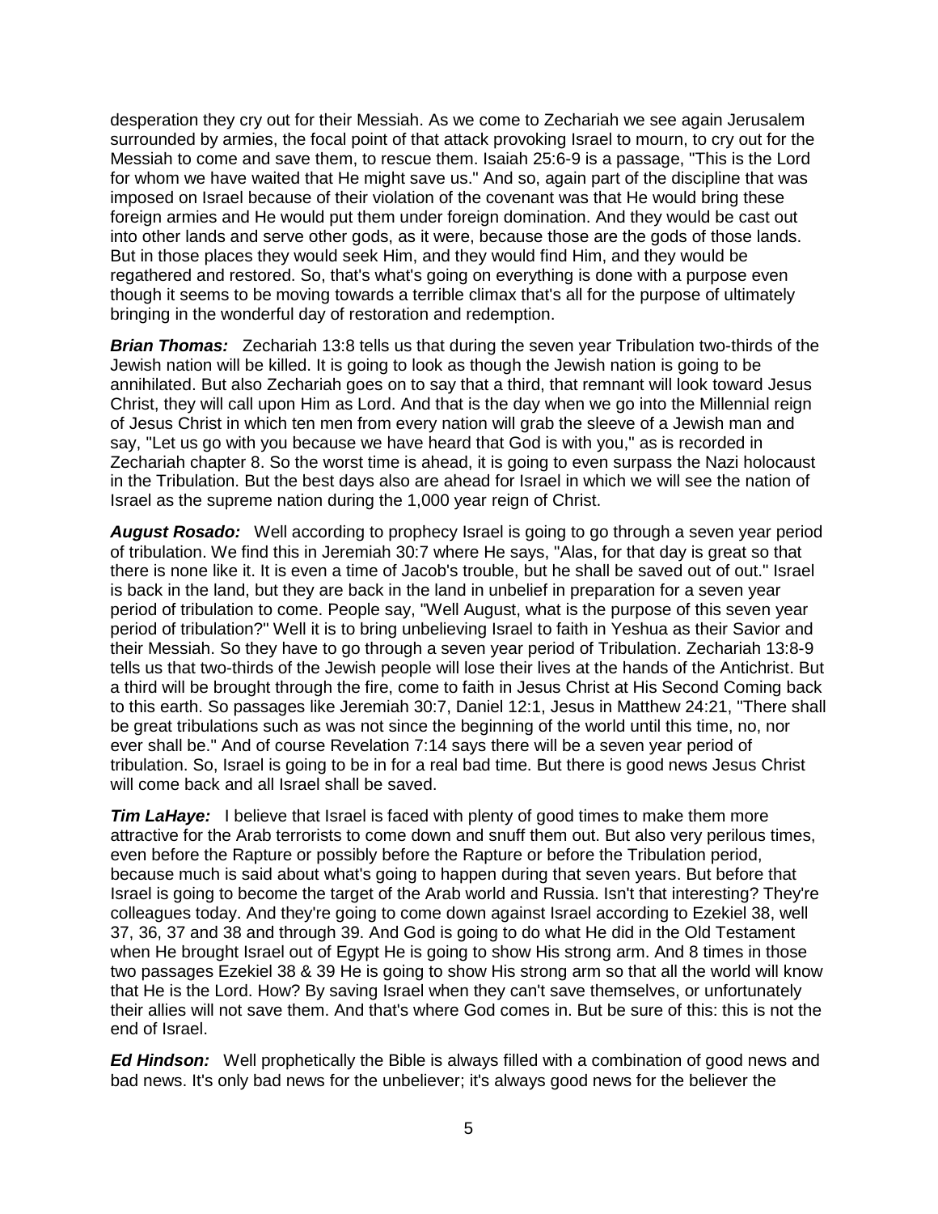desperation they cry out for their Messiah. As we come to Zechariah we see again Jerusalem surrounded by armies, the focal point of that attack provoking Israel to mourn, to cry out for the Messiah to come and save them, to rescue them. Isaiah 25:6-9 is a passage, "This is the Lord for whom we have waited that He might save us." And so, again part of the discipline that was imposed on Israel because of their violation of the covenant was that He would bring these foreign armies and He would put them under foreign domination. And they would be cast out into other lands and serve other gods, as it were, because those are the gods of those lands. But in those places they would seek Him, and they would find Him, and they would be regathered and restored. So, that's what's going on everything is done with a purpose even though it seems to be moving towards a terrible climax that's all for the purpose of ultimately bringing in the wonderful day of restoration and redemption.

***Brian Thomas:*** Zechariah 13:8 tells us that during the seven year Tribulation two-thirds of the Jewish nation will be killed. It is going to look as though the Jewish nation is going to be annihilated. But also Zechariah goes on to say that a third, that remnant will look toward Jesus Christ, they will call upon Him as Lord. And that is the day when we go into the Millennial reign of Jesus Christ in which ten men from every nation will grab the sleeve of a Jewish man and say, "Let us go with you because we have heard that God is with you," as is recorded in Zechariah chapter 8. So the worst time is ahead, it is going to even surpass the Nazi holocaust in the Tribulation. But the best days also are ahead for Israel in which we will see the nation of Israel as the supreme nation during the 1,000 year reign of Christ.

***August Rosado:*** Well according to prophecy Israel is going to go through a seven year period of tribulation. We find this in Jeremiah 30:7 where He says, "Alas, for that day is great so that there is none like it. It is even a time of Jacob's trouble, but he shall be saved out of out." Israel is back in the land, but they are back in the land in unbelief in preparation for a seven year period of tribulation to come. People say, "Well August, what is the purpose of this seven year period of tribulation?" Well it is to bring unbelieving Israel to faith in Yeshua as their Savior and their Messiah. So they have to go through a seven year period of Tribulation. Zechariah 13:8-9 tells us that two-thirds of the Jewish people will lose their lives at the hands of the Antichrist. But a third will be brought through the fire, come to faith in Jesus Christ at His Second Coming back to this earth. So passages like Jeremiah 30:7, Daniel 12:1, Jesus in Matthew 24:21, "There shall be great tribulations such as was not since the beginning of the world until this time, no, nor ever shall be." And of course Revelation 7:14 says there will be a seven year period of tribulation. So, Israel is going to be in for a real bad time. But there is good news Jesus Christ will come back and all Israel shall be saved.

***Tim LaHaye:*** I believe that Israel is faced with plenty of good times to make them more attractive for the Arab terrorists to come down and snuff them out. But also very perilous times, even before the Rapture or possibly before the Rapture or before the Tribulation period, because much is said about what's going to happen during that seven years. But before that Israel is going to become the target of the Arab world and Russia. Isn't that interesting? They're colleagues today. And they're going to come down against Israel according to Ezekiel 38, well 37, 36, 37 and 38 and through 39. And God is going to do what He did in the Old Testament when He brought Israel out of Egypt He is going to show His strong arm. And 8 times in those two passages Ezekiel 38 & 39 He is going to show His strong arm so that all the world will know that He is the Lord. How? By saving Israel when they can't save themselves, or unfortunately their allies will not save them. And that's where God comes in. But be sure of this: this is not the end of Israel.

***Ed Hindson:*** Well prophetically the Bible is always filled with a combination of good news and bad news. It's only bad news for the unbeliever; it's always good news for the believer the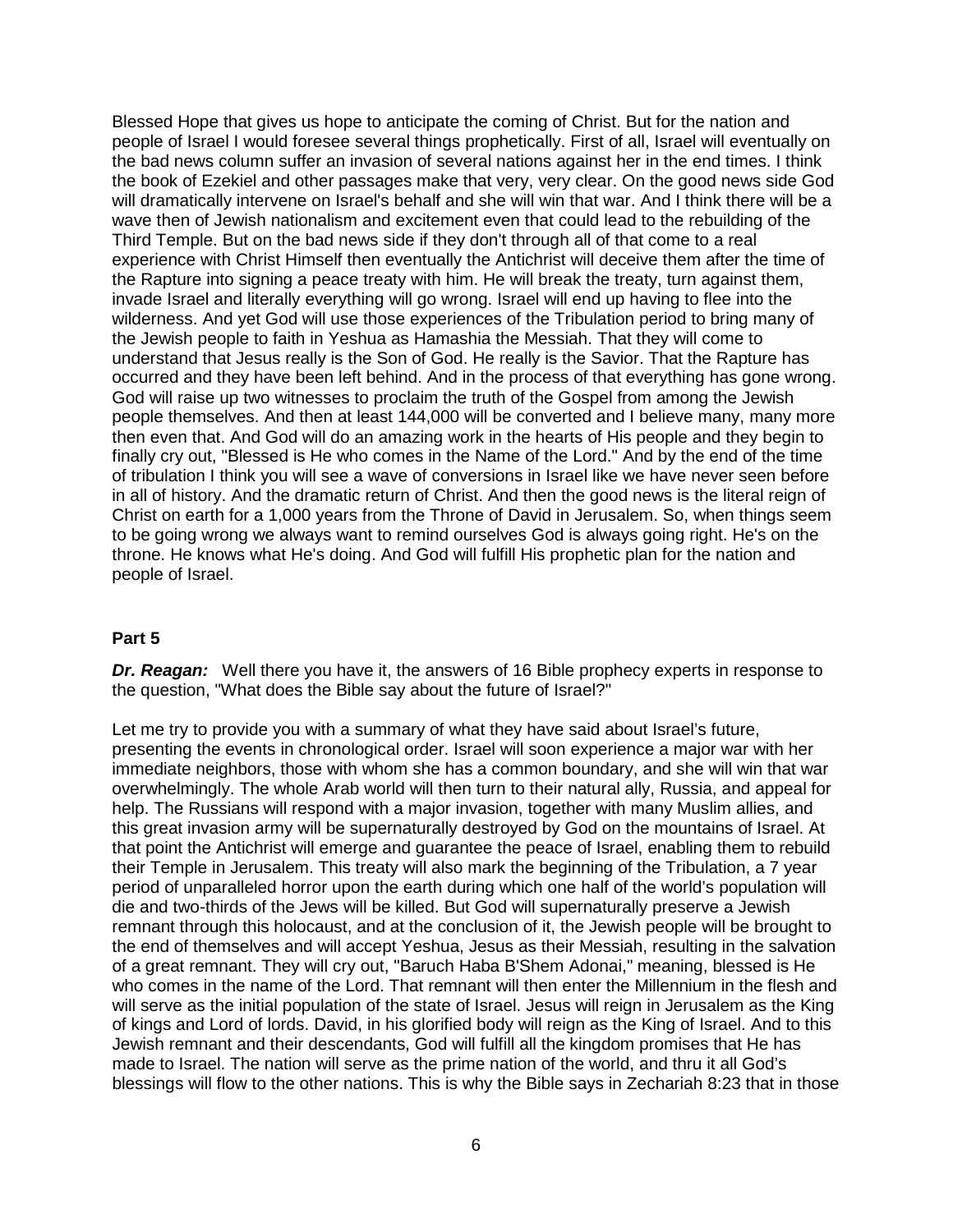Blessed Hope that gives us hope to anticipate the coming of Christ. But for the nation and people of Israel I would foresee several things prophetically. First of all, Israel will eventually on the bad news column suffer an invasion of several nations against her in the end times. I think the book of Ezekiel and other passages make that very, very clear. On the good news side God will dramatically intervene on Israel's behalf and she will win that war. And I think there will be a wave then of Jewish nationalism and excitement even that could lead to the rebuilding of the Third Temple. But on the bad news side if they don't through all of that come to a real experience with Christ Himself then eventually the Antichrist will deceive them after the time of the Rapture into signing a peace treaty with him. He will break the treaty, turn against them, invade Israel and literally everything will go wrong. Israel will end up having to flee into the wilderness. And yet God will use those experiences of the Tribulation period to bring many of the Jewish people to faith in Yeshua as Hamashia the Messiah. That they will come to understand that Jesus really is the Son of God. He really is the Savior. That the Rapture has occurred and they have been left behind. And in the process of that everything has gone wrong. God will raise up two witnesses to proclaim the truth of the Gospel from among the Jewish people themselves. And then at least 144,000 will be converted and I believe many, many more then even that. And God will do an amazing work in the hearts of His people and they begin to finally cry out, "Blessed is He who comes in the Name of the Lord." And by the end of the time of tribulation I think you will see a wave of conversions in Israel like we have never seen before in all of history. And the dramatic return of Christ. And then the good news is the literal reign of Christ on earth for a 1,000 years from the Throne of David in Jerusalem. So, when things seem to be going wrong we always want to remind ourselves God is always going right. He's on the throne. He knows what He's doing. And God will fulfill His prophetic plan for the nation and people of Israel.

## Part 5

***Dr. Reagan:*** Well there you have it, the answers of 16 Bible prophecy experts in response to the question, "What does the Bible say about the future of Israel?"

Let me try to provide you with a summary of what they have said about Israel's future, presenting the events in chronological order. Israel will soon experience a major war with her immediate neighbors, those with whom she has a common boundary, and she will win that war overwhelmingly. The whole Arab world will then turn to their natural ally, Russia, and appeal for help. The Russians will respond with a major invasion, together with many Muslim allies, and this great invasion army will be supernaturally destroyed by God on the mountains of Israel. At that point the Antichrist will emerge and guarantee the peace of Israel, enabling them to rebuild their Temple in Jerusalem. This treaty will also mark the beginning of the Tribulation, a 7 year period of unparalleled horror upon the earth during which one half of the world's population will die and two-thirds of the Jews will be killed. But God will supernaturally preserve a Jewish remnant through this holocaust, and at the conclusion of it, the Jewish people will be brought to the end of themselves and will accept Yeshua, Jesus as their Messiah, resulting in the salvation of a great remnant. They will cry out, "Baruch Haba B'Shem Adonai," meaning, blessed is He who comes in the name of the Lord. That remnant will then enter the Millennium in the flesh and will serve as the initial population of the state of Israel. Jesus will reign in Jerusalem as the King of kings and Lord of lords. David, in his glorified body will reign as the King of Israel. And to this Jewish remnant and their descendants, God will fulfill all the kingdom promises that He has made to Israel. The nation will serve as the prime nation of the world, and thru it all God's blessings will flow to the other nations. This is why the Bible says in Zechariah 8:23 that in those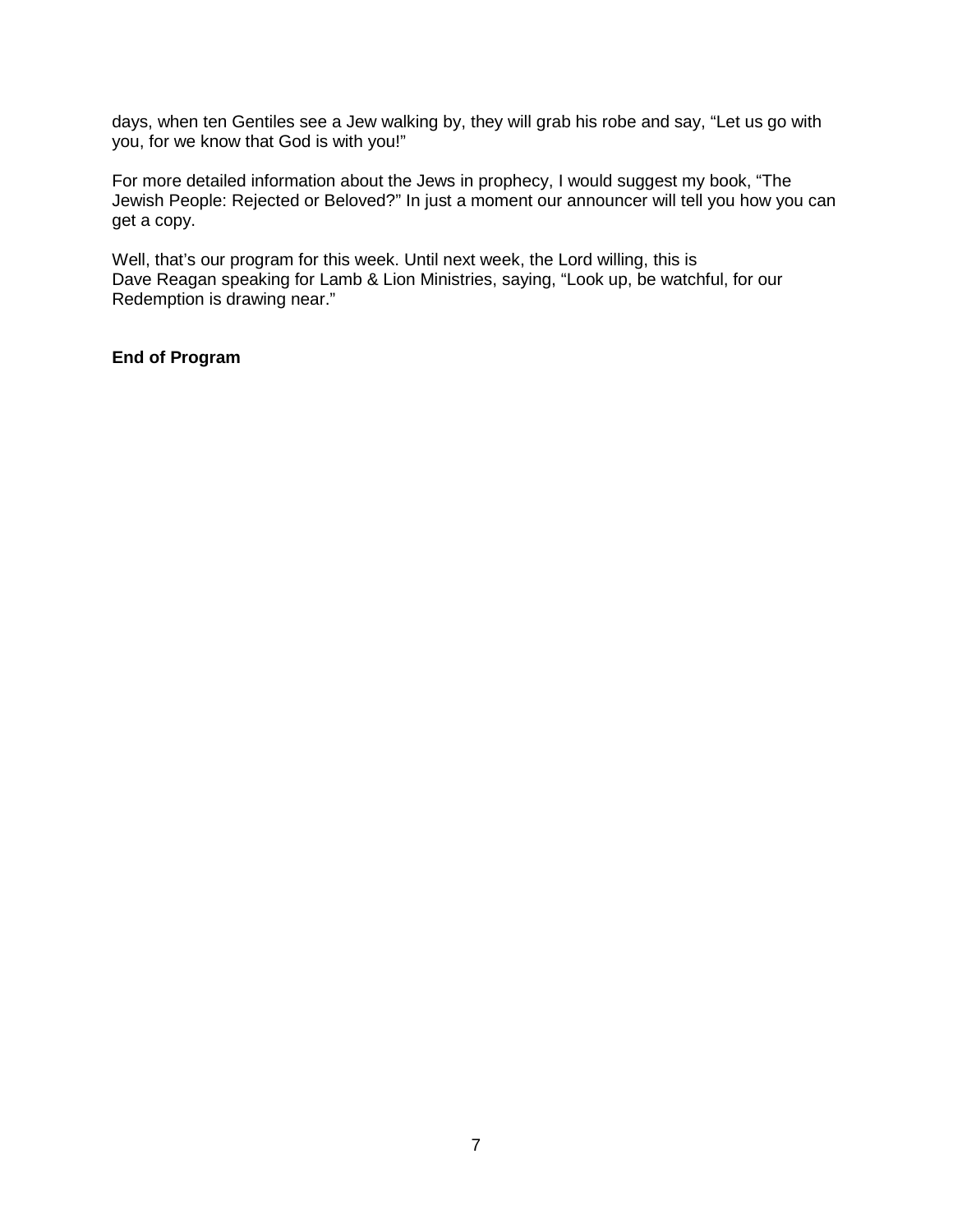days, when ten Gentiles see a Jew walking by, they will grab his robe and say, "Let us go with you, for we know that God is with you!"

For more detailed information about the Jews in prophecy, I would suggest my book, "The Jewish People: Rejected or Beloved?" In just a moment our announcer will tell you how you can get a copy.

Well, that's our program for this week. Until next week, the Lord willing, this is Dave Reagan speaking for Lamb & Lion Ministries, saying, "Look up, be watchful, for our Redemption is drawing near."

**End of Program**